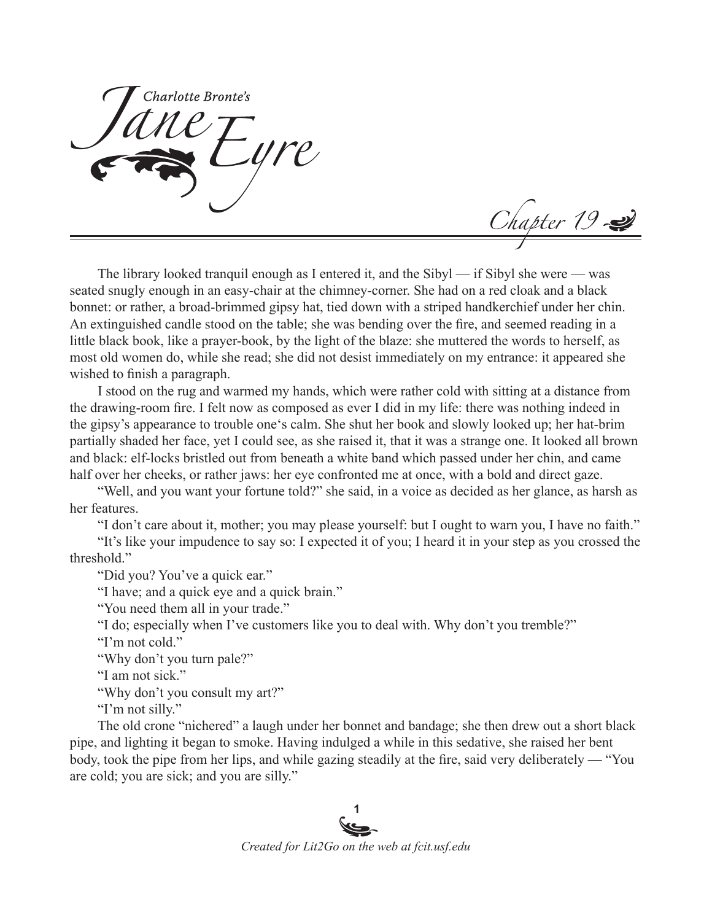# Charlotte Bronte's Jane Eyre

## Chapter 19

The library looked tranquil enough as I entered it, and the Sibyl — if Sibyl she were — was seated snugly enough in an easy-chair at the chimney-corner. She had on a red cloak and a black bonnet: or rather, a broad-brimmed gipsy hat, tied down with a striped handkerchief under her chin. An extinguished candle stood on the table; she was bending over the fire, and seemed reading in a little black book, like a prayer-book, by the light of the blaze: she muttered the words to herself, as most old women do, while she read; she did not desist immediately on my entrance: it appeared she wished to finish a paragraph.

I stood on the rug and warmed my hands, which were rather cold with sitting at a distance from the drawing-room fire. I felt now as composed as ever I did in my life: there was nothing indeed in the gipsy's appearance to trouble one's calm. She shut her book and slowly looked up; her hat-brim partially shaded her face, yet I could see, as she raised it, that it was a strange one. It looked all brown and black: elf-locks bristled out from beneath a white band which passed under her chin, and came half over her cheeks, or rather jaws: her eye confronted me at once, with a bold and direct gaze.

"Well, and you want your fortune told?" she said, in a voice as decided as her glance, as harsh as her features.

"I don't care about it, mother; you may please yourself: but I ought to warn you, I have no faith."

"It's like your impudence to say so: I expected it of you; I heard it in your step as you crossed the threshold."

"Did you? You've a quick ear."

"I have; and a quick eye and a quick brain."

"You need them all in your trade."

"I do; especially when I've customers like you to deal with. Why don't you tremble?"

"I'm not cold."

"Why don't you turn pale?"

"I am not sick."

"Why don't you consult my art?"

"I'm not silly."

The old crone "nichered" a laugh under her bonnet and bandage; she then drew out a short black pipe, and lighting it began to smoke. Having indulged a while in this sedative, she raised her bent body, took the pipe from her lips, and while gazing steadily at the fire, said very deliberately — "You are cold; you are sick; and you are silly."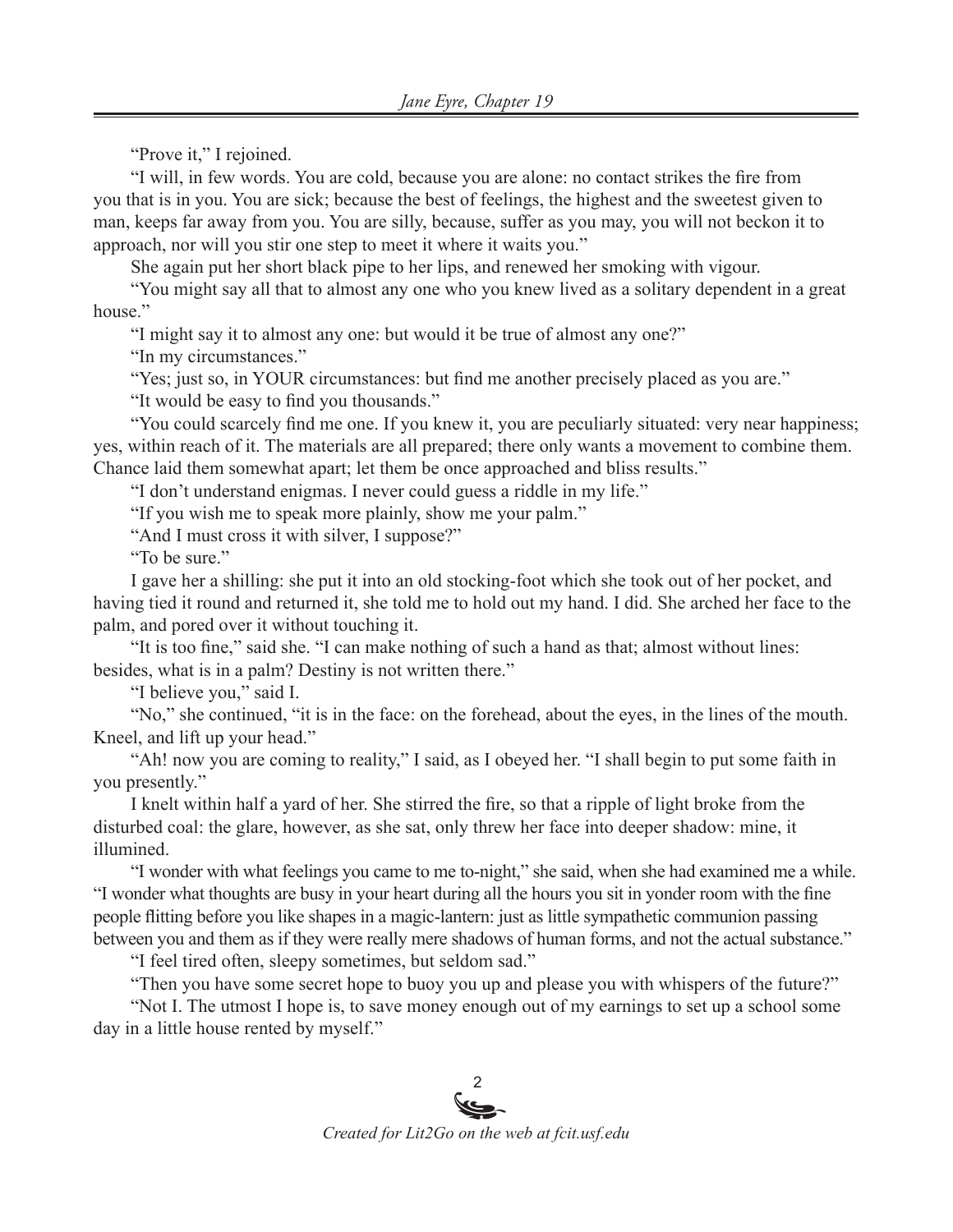"Prove it," I rejoined.

"I will, in few words. You are cold, because you are alone: no contact strikes the fire from you that is in you. You are sick; because the best of feelings, the highest and the sweetest given to man, keeps far away from you. You are silly, because, suffer as you may, you will not beckon it to approach, nor will you stir one step to meet it where it waits you."

She again put her short black pipe to her lips, and renewed her smoking with vigour.

"You might say all that to almost any one who you knew lived as a solitary dependent in a great house."

"I might say it to almost any one: but would it be true of almost any one?"

"In my circumstances."

"Yes; just so, in YOUR circumstances: but find me another precisely placed as you are."

"It would be easy to find you thousands."

"You could scarcely find me one. If you knew it, you are peculiarly situated: very near happiness; yes, within reach of it. The materials are all prepared; there only wants a movement to combine them. Chance laid them somewhat apart; let them be once approached and bliss results."

"I don't understand enigmas. I never could guess a riddle in my life."

"If you wish me to speak more plainly, show me your palm."

"And I must cross it with silver, I suppose?"

"To be sure."

I gave her a shilling: she put it into an old stocking-foot which she took out of her pocket, and having tied it round and returned it, she told me to hold out my hand. I did. She arched her face to the palm, and pored over it without touching it.

"It is too fine," said she. "I can make nothing of such a hand as that; almost without lines: besides, what is in a palm? Destiny is not written there."

"I believe you," said I.

"No," she continued, "it is in the face: on the forehead, about the eyes, in the lines of the mouth. Kneel, and lift up your head."

"Ah! now you are coming to reality," I said, as I obeyed her. "I shall begin to put some faith in you presently."

I knelt within half a yard of her. She stirred the fire, so that a ripple of light broke from the disturbed coal: the glare, however, as she sat, only threw her face into deeper shadow: mine, it illumined.

"I wonder with what feelings you came to me to-night," she said, when she had examined me a while. "I wonder what thoughts are busy in your heart during all the hours you sit in yonder room with the fine people flitting before you like shapes in a magic-lantern: just as little sympathetic communion passing between you and them as if they were really mere shadows of human forms, and not the actual substance."

"I feel tired often, sleepy sometimes, but seldom sad."

"Then you have some secret hope to buoy you up and please you with whispers of the future?"

"Not I. The utmost I hope is, to save money enough out of my earnings to set up a school some day in a little house rented by myself."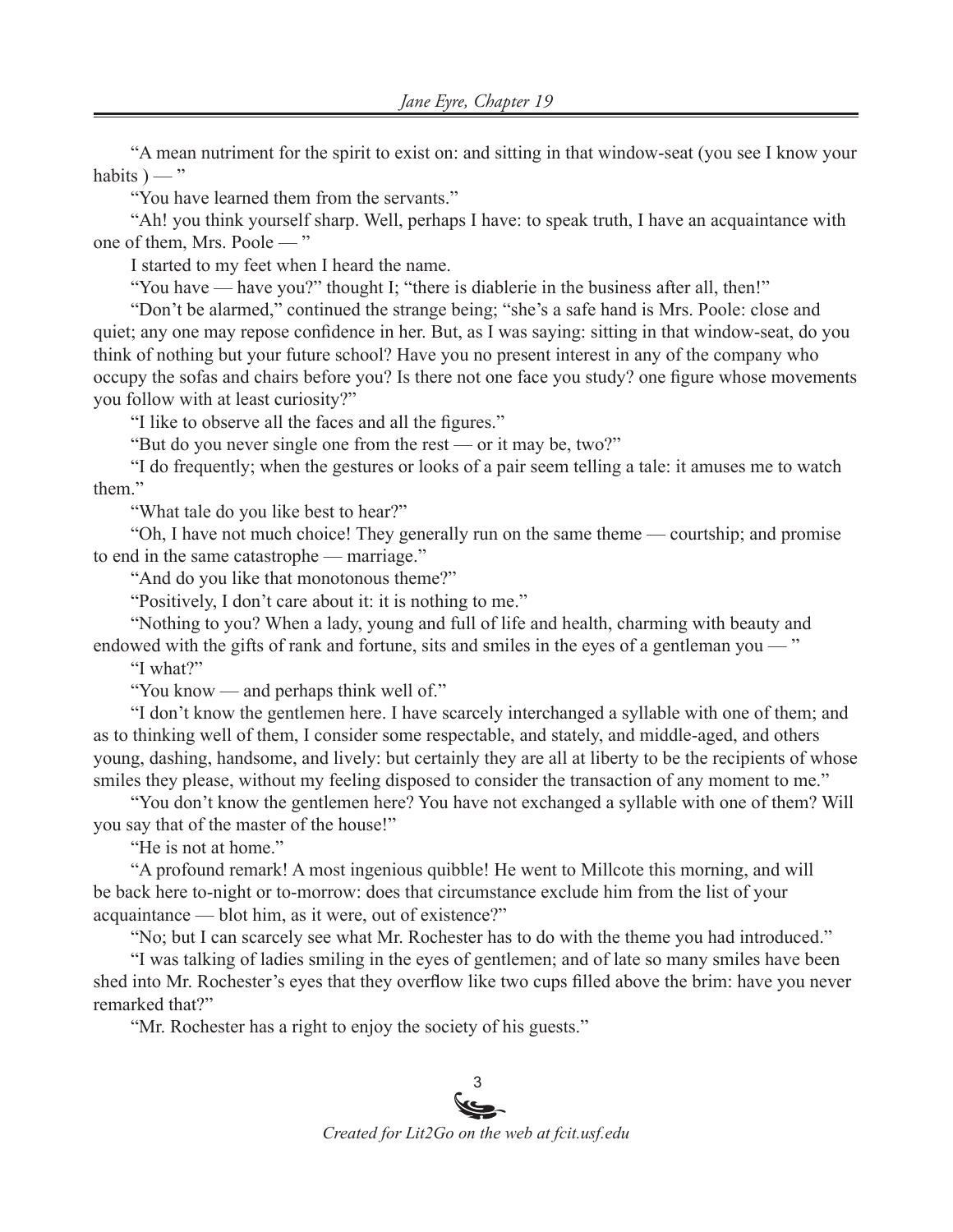"A mean nutriment for the spirit to exist on: and sitting in that window-seat (you see I know your habits ) — "

"You have learned them from the servants."

"Ah! you think yourself sharp. Well, perhaps I have: to speak truth, I have an acquaintance with one of them, Mrs. Poole — "

I started to my feet when I heard the name.

"You have — have you?" thought I; "there is diablerie in the business after all, then!"

"Don't be alarmed," continued the strange being; "she's a safe hand is Mrs. Poole: close and quiet; any one may repose confidence in her. But, as I was saying: sitting in that window-seat, do you think of nothing but your future school? Have you no present interest in any of the company who occupy the sofas and chairs before you? Is there not one face you study? one figure whose movements you follow with at least curiosity?"

"I like to observe all the faces and all the figures."

"But do you never single one from the rest — or it may be, two?"

"I do frequently; when the gestures or looks of a pair seem telling a tale: it amuses me to watch them."

"What tale do you like best to hear?"

"Oh, I have not much choice! They generally run on the same theme — courtship; and promise to end in the same catastrophe — marriage."

"And do you like that monotonous theme?"

"Positively, I don't care about it: it is nothing to me."

"Nothing to you? When a lady, young and full of life and health, charming with beauty and endowed with the gifts of rank and fortune, sits and smiles in the eyes of a gentleman you — "

"I what?"

"You know — and perhaps think well of."

"I don't know the gentlemen here. I have scarcely interchanged a syllable with one of them; and as to thinking well of them, I consider some respectable, and stately, and middle-aged, and others young, dashing, handsome, and lively: but certainly they are all at liberty to be the recipients of whose smiles they please, without my feeling disposed to consider the transaction of any moment to me."

"You don't know the gentlemen here? You have not exchanged a syllable with one of them? Will you say that of the master of the house!"

"He is not at home."

"A profound remark! A most ingenious quibble! He went to Millcote this morning, and will be back here to-night or to-morrow: does that circumstance exclude him from the list of your acquaintance — blot him, as it were, out of existence?"

"No; but I can scarcely see what Mr. Rochester has to do with the theme you had introduced."

"I was talking of ladies smiling in the eyes of gentlemen; and of late so many smiles have been shed into Mr. Rochester's eyes that they overflow like two cups filled above the brim: have you never remarked that?"

"Mr. Rochester has a right to enjoy the society of his guests."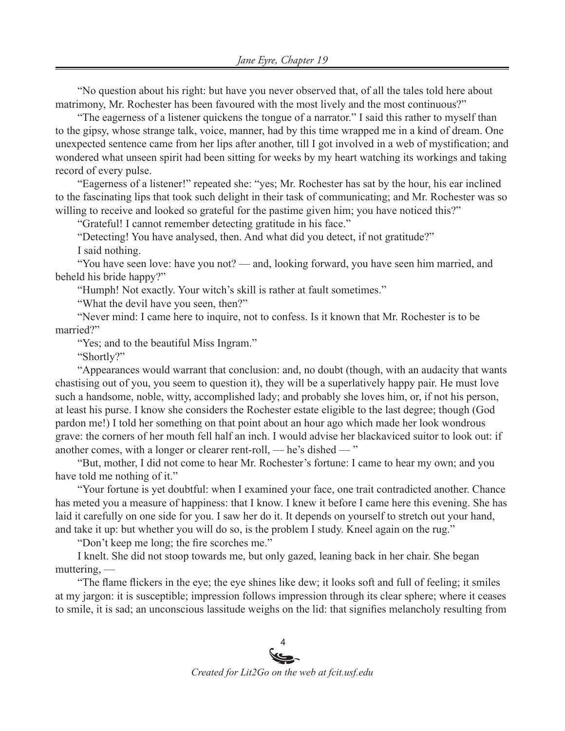"No question about his right: but have you never observed that, of all the tales told here about matrimony, Mr. Rochester has been favoured with the most lively and the most continuous?"

"The eagerness of a listener quickens the tongue of a narrator." I said this rather to myself than to the gipsy, whose strange talk, voice, manner, had by this time wrapped me in a kind of dream. One unexpected sentence came from her lips after another, till I got involved in a web of mystification; and wondered what unseen spirit had been sitting for weeks by my heart watching its workings and taking record of every pulse.

"Eagerness of a listener!" repeated she: "yes; Mr. Rochester has sat by the hour, his ear inclined to the fascinating lips that took such delight in their task of communicating; and Mr. Rochester was so willing to receive and looked so grateful for the pastime given him; you have noticed this?"

"Grateful! I cannot remember detecting gratitude in his face."

"Detecting! You have analysed, then. And what did you detect, if not gratitude?"

I said nothing.

"You have seen love: have you not? — and, looking forward, you have seen him married, and beheld his bride happy?"

"Humph! Not exactly. Your witch's skill is rather at fault sometimes."

"What the devil have you seen, then?"

"Never mind: I came here to inquire, not to confess. Is it known that Mr. Rochester is to be married?"

"Yes; and to the beautiful Miss Ingram."

"Shortly?"

"Appearances would warrant that conclusion: and, no doubt (though, with an audacity that wants chastising out of you, you seem to question it), they will be a superlatively happy pair. He must love such a handsome, noble, witty, accomplished lady; and probably she loves him, or, if not his person, at least his purse. I know she considers the Rochester estate eligible to the last degree; though (God pardon me!) I told her something on that point about an hour ago which made her look wondrous grave: the corners of her mouth fell half an inch. I would advise her blackaviced suitor to look out: if another comes, with a longer or clearer rent-roll, — he's dished — "

"But, mother, I did not come to hear Mr. Rochester's fortune: I came to hear my own; and you have told me nothing of it."

"Your fortune is yet doubtful: when I examined your face, one trait contradicted another. Chance has meted you a measure of happiness: that I know. I knew it before I came here this evening. She has laid it carefully on one side for you. I saw her do it. It depends on yourself to stretch out your hand, and take it up: but whether you will do so, is the problem I study. Kneel again on the rug."

"Don't keep me long; the fire scorches me."

I knelt. She did not stoop towards me, but only gazed, leaning back in her chair. She began muttering, —

"The flame flickers in the eye; the eye shines like dew; it looks soft and full of feeling; it smiles at my jargon: it is susceptible; impression follows impression through its clear sphere; where it ceases to smile, it is sad; an unconscious lassitude weighs on the lid: that signifies melancholy resulting from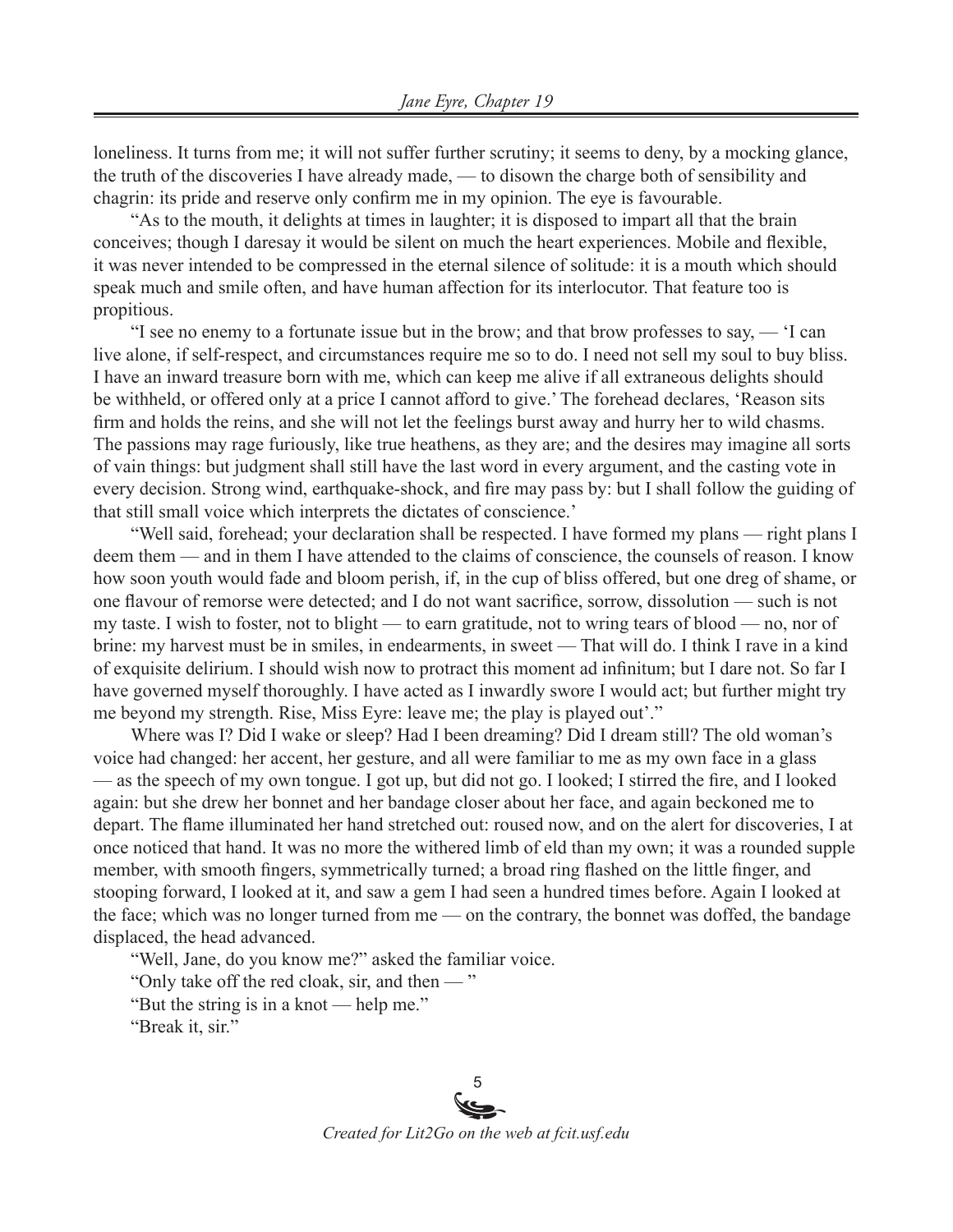loneliness. It turns from me; it will not suffer further scrutiny; it seems to deny, by a mocking glance, the truth of the discoveries I have already made, — to disown the charge both of sensibility and chagrin: its pride and reserve only confirm me in my opinion. The eye is favourable.

"As to the mouth, it delights at times in laughter; it is disposed to impart all that the brain conceives; though I daresay it would be silent on much the heart experiences. Mobile and flexible, it was never intended to be compressed in the eternal silence of solitude: it is a mouth which should speak much and smile often, and have human affection for its interlocutor. That feature too is propitious.

"I see no enemy to a fortunate issue but in the brow; and that brow professes to say, — 'I can live alone, if self-respect, and circumstances require me so to do. I need not sell my soul to buy bliss. I have an inward treasure born with me, which can keep me alive if all extraneous delights should be withheld, or offered only at a price I cannot afford to give.' The forehead declares, 'Reason sits firm and holds the reins, and she will not let the feelings burst away and hurry her to wild chasms. The passions may rage furiously, like true heathens, as they are; and the desires may imagine all sorts of vain things: but judgment shall still have the last word in every argument, and the casting vote in every decision. Strong wind, earthquake-shock, and fire may pass by: but I shall follow the guiding of that still small voice which interprets the dictates of conscience.'

"Well said, forehead; your declaration shall be respected. I have formed my plans — right plans I deem them — and in them I have attended to the claims of conscience, the counsels of reason. I know how soon youth would fade and bloom perish, if, in the cup of bliss offered, but one dreg of shame, or one flavour of remorse were detected; and I do not want sacrifice, sorrow, dissolution — such is not my taste. I wish to foster, not to blight — to earn gratitude, not to wring tears of blood — no, nor of brine: my harvest must be in smiles, in endearments, in sweet — That will do. I think I rave in a kind of exquisite delirium. I should wish now to protract this moment ad infinitum; but I dare not. So far I have governed myself thoroughly. I have acted as I inwardly swore I would act; but further might try me beyond my strength. Rise, Miss Eyre: leave me; the play is played out'."

Where was I? Did I wake or sleep? Had I been dreaming? Did I dream still? The old woman's voice had changed: her accent, her gesture, and all were familiar to me as my own face in a glass — as the speech of my own tongue. I got up, but did not go. I looked; I stirred the fire, and I looked again: but she drew her bonnet and her bandage closer about her face, and again beckoned me to depart. The flame illuminated her hand stretched out: roused now, and on the alert for discoveries, I at once noticed that hand. It was no more the withered limb of eld than my own; it was a rounded supple member, with smooth fingers, symmetrically turned; a broad ring flashed on the little finger, and stooping forward, I looked at it, and saw a gem I had seen a hundred times before. Again I looked at the face; which was no longer turned from me — on the contrary, the bonnet was doffed, the bandage displaced, the head advanced.

"Well, Jane, do you know me?" asked the familiar voice.

"Only take off the red cloak, sir, and then — "

"But the string is in a knot — help me."

"Break it, sir."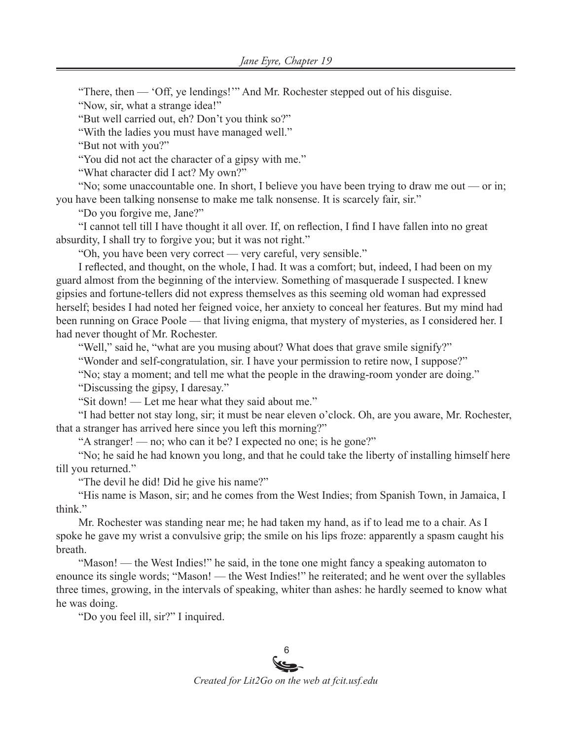"There, then — 'Off, ye lendings!'" And Mr. Rochester stepped out of his disguise.

"Now, sir, what a strange idea!"

"But well carried out, eh? Don't you think so?"

"With the ladies you must have managed well."

"But not with you?"

"You did not act the character of a gipsy with me."

"What character did I act? My own?"

"No; some unaccountable one. In short, I believe you have been trying to draw me out — or in; you have been talking nonsense to make me talk nonsense. It is scarcely fair, sir."

"Do you forgive me, Jane?"

"I cannot tell till I have thought it all over. If, on reflection, I find I have fallen into no great absurdity, I shall try to forgive you; but it was not right."

"Oh, you have been very correct — very careful, very sensible."

I reflected, and thought, on the whole, I had. It was a comfort; but, indeed, I had been on my guard almost from the beginning of the interview. Something of masquerade I suspected. I knew gipsies and fortune-tellers did not express themselves as this seeming old woman had expressed herself; besides I had noted her feigned voice, her anxiety to conceal her features. But my mind had been running on Grace Poole — that living enigma, that mystery of mysteries, as I considered her. I had never thought of Mr. Rochester.

"Well," said he, "what are you musing about? What does that grave smile signify?"

"Wonder and self-congratulation, sir. I have your permission to retire now, I suppose?"

"No; stay a moment; and tell me what the people in the drawing-room yonder are doing."

"Discussing the gipsy, I daresay."

"Sit down! — Let me hear what they said about me."

"I had better not stay long, sir; it must be near eleven o'clock. Oh, are you aware, Mr. Rochester, that a stranger has arrived here since you left this morning?"

"A stranger! — no; who can it be? I expected no one; is he gone?"

"No; he said he had known you long, and that he could take the liberty of installing himself here till you returned."

"The devil he did! Did he give his name?"

"His name is Mason, sir; and he comes from the West Indies; from Spanish Town, in Jamaica, I think."

Mr. Rochester was standing near me; he had taken my hand, as if to lead me to a chair. As I spoke he gave my wrist a convulsive grip; the smile on his lips froze: apparently a spasm caught his breath.

"Mason! — the West Indies!" he said, in the tone one might fancy a speaking automaton to enounce its single words; "Mason! — the West Indies!" he reiterated; and he went over the syllables three times, growing, in the intervals of speaking, whiter than ashes: he hardly seemed to know what he was doing.

"Do you feel ill, sir?" I inquired.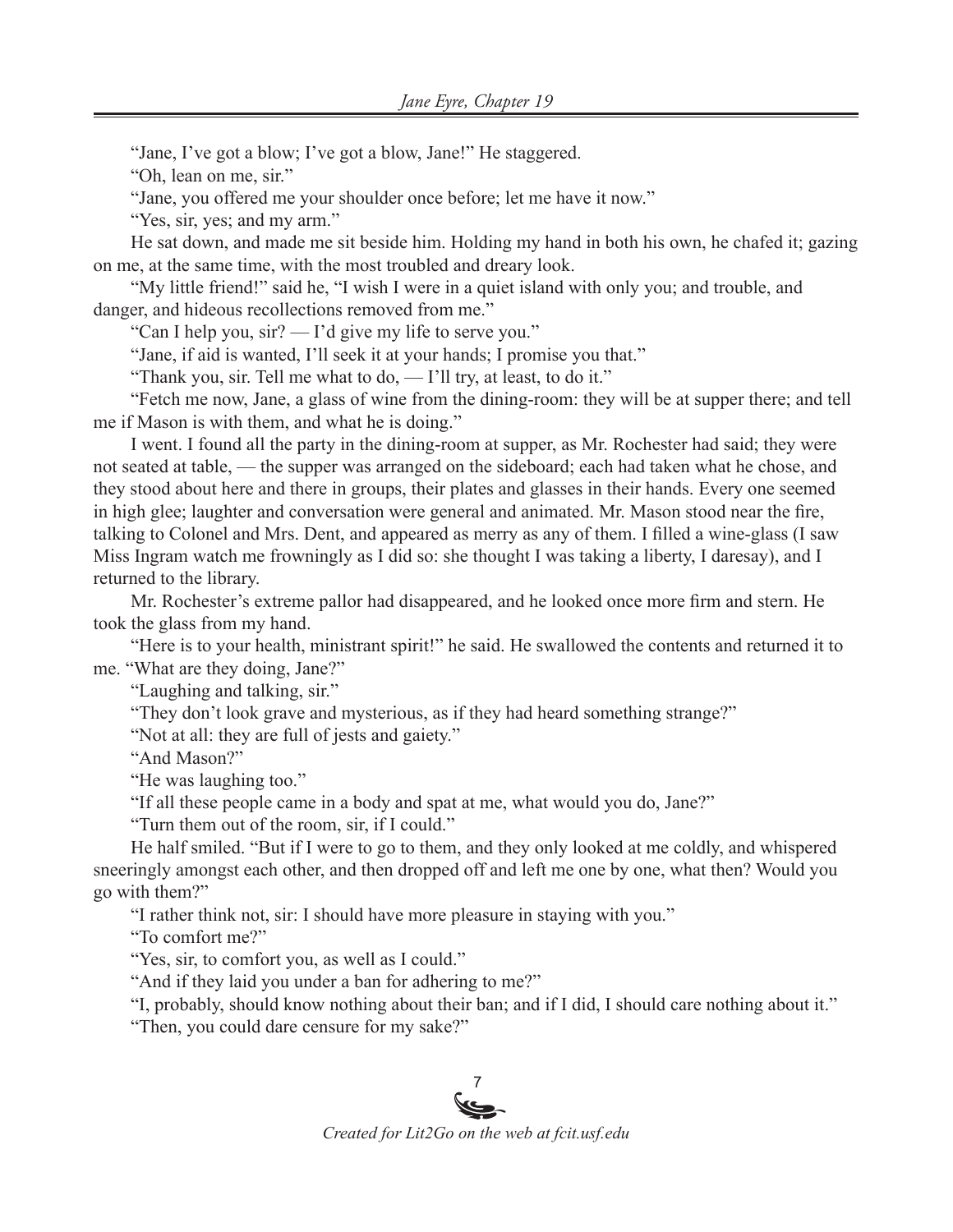"Jane, I've got a blow; I've got a blow, Jane!" He staggered.

"Oh, lean on me, sir."

"Jane, you offered me your shoulder once before; let me have it now."

"Yes, sir, yes; and my arm."

He sat down, and made me sit beside him. Holding my hand in both his own, he chafed it; gazing on me, at the same time, with the most troubled and dreary look.

"My little friend!" said he, "I wish I were in a quiet island with only you; and trouble, and danger, and hideous recollections removed from me."

"Can I help you, sir? — I'd give my life to serve you."

"Jane, if aid is wanted, I'll seek it at your hands; I promise you that."

"Thank you, sir. Tell me what to do, — I'll try, at least, to do it."

"Fetch me now, Jane, a glass of wine from the dining-room: they will be at supper there; and tell me if Mason is with them, and what he is doing."

I went. I found all the party in the dining-room at supper, as Mr. Rochester had said; they were not seated at table, — the supper was arranged on the sideboard; each had taken what he chose, and they stood about here and there in groups, their plates and glasses in their hands. Every one seemed in high glee; laughter and conversation were general and animated. Mr. Mason stood near the fire, talking to Colonel and Mrs. Dent, and appeared as merry as any of them. I filled a wine-glass (I saw Miss Ingram watch me frowningly as I did so: she thought I was taking a liberty, I daresay), and I returned to the library.

Mr. Rochester's extreme pallor had disappeared, and he looked once more firm and stern. He took the glass from my hand.

"Here is to your health, ministrant spirit!" he said. He swallowed the contents and returned it to me. "What are they doing, Jane?"

"Laughing and talking, sir."

"They don't look grave and mysterious, as if they had heard something strange?"

"Not at all: they are full of jests and gaiety."

"And Mason?"

"He was laughing too."

"If all these people came in a body and spat at me, what would you do, Jane?"

"Turn them out of the room, sir, if I could."

He half smiled. "But if I were to go to them, and they only looked at me coldly, and whispered sneeringly amongst each other, and then dropped off and left me one by one, what then? Would you go with them?"

"I rather think not, sir: I should have more pleasure in staying with you."

"To comfort me?"

"Yes, sir, to comfort you, as well as I could."

"And if they laid you under a ban for adhering to me?"

"I, probably, should know nothing about their ban; and if I did, I should care nothing about it."

"Then, you could dare censure for my sake?"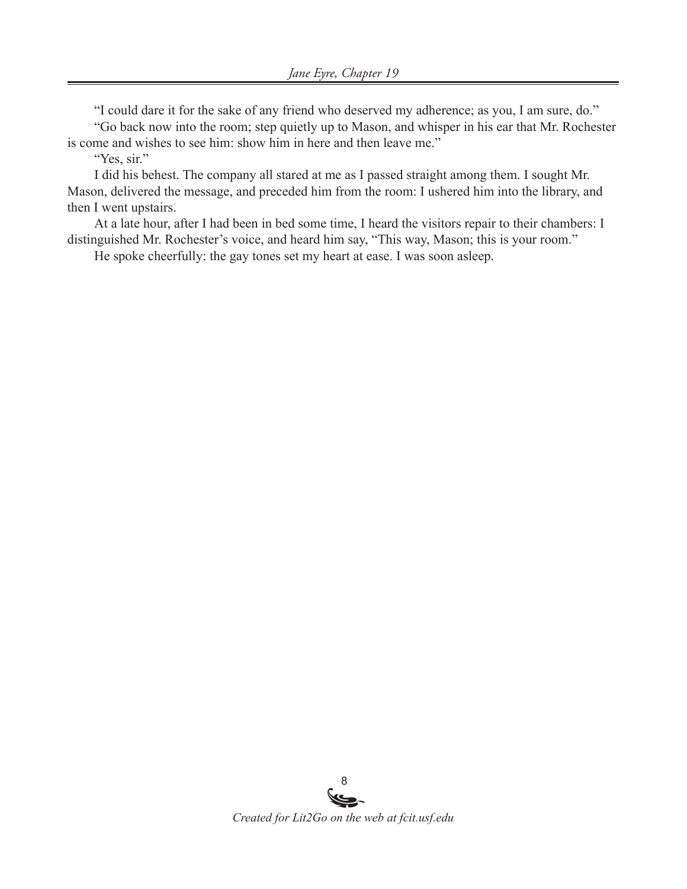"I could dare it for the sake of any friend who deserved my adherence; as you, I am sure, do."

"Go back now into the room; step quietly up to Mason, and whisper in his ear that Mr. Rochester is come and wishes to see him: show him in here and then leave me."

"Yes, sir."

I did his behest. The company all stared at me as I passed straight among them. I sought Mr. Mason, delivered the message, and preceded him from the room: I ushered him into the library, and then I went upstairs.

At a late hour, after I had been in bed some time, I heard the visitors repair to their chambers: I distinguished Mr. Rochester's voice, and heard him say, "This way, Mason; this is your room."

He spoke cheerfully: the gay tones set my heart at ease. I was soon asleep.